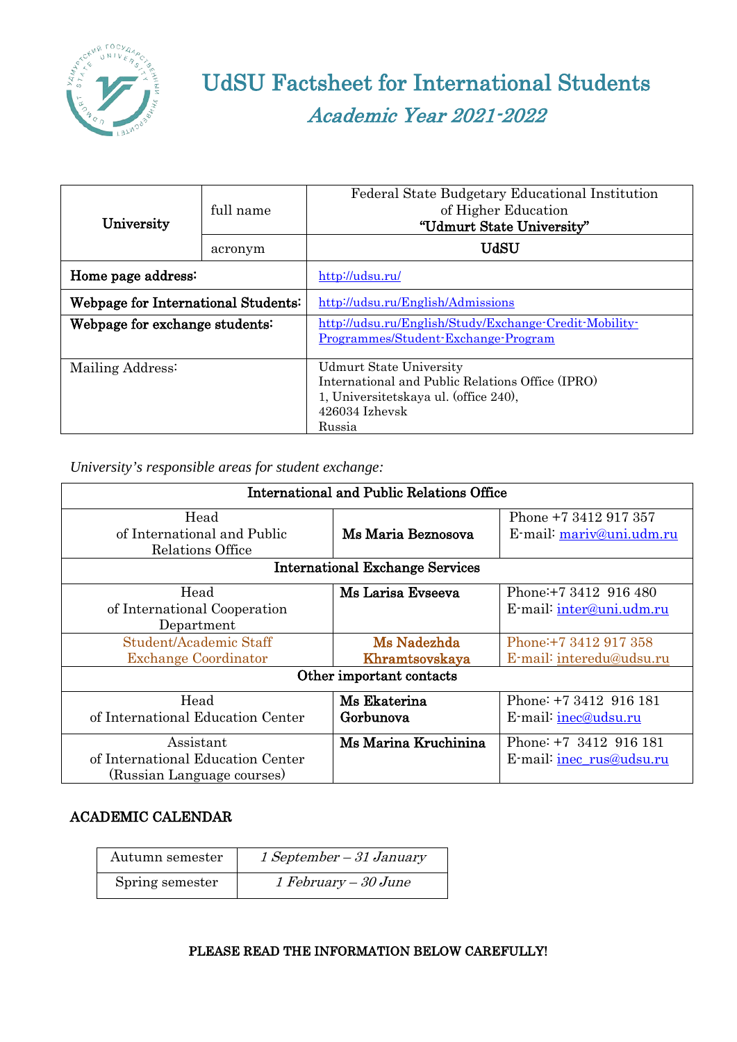# UdSU Factsheet for International Students

## *Academic Year 2021-2022*

| University | full name | Federal State Budgetary Educational Institution of Higher Education **"Udmurt State University"** |
|---|---|---|
| | acronym | **UdSU** |
| **Home page address:** | | http://udsu.ru/ |
| **Webpage for International Students:** | | http://udsu.ru/English/Admissions |
| **Webpage for exchange students:** | | http://udsu.ru/English/Study/Exchange-Credit-Mobility-Programmes/Student-Exchange-Program |
| Mailing Address: | | Udmurt State University<br>International and Public Relations Office (IPRO)<br>1, Universitetskaya ul. (office 240),<br>426034 Izhevsk<br>Russia |

*University's responsible areas for student exchange:*

| **International and Public Relations Office** | | |
|---|---|---|
| Head of International and Public Relations Office | **Ms Maria Beznosova** | Phone +7 3412 917 357<br>E-mail: mariv@uni.udm.ru |
| **International Exchange Services** | | |
| Head of International Cooperation Department | **Ms Larisa Evseeva** | Phone:+7 3412 916 480<br>E-mail: inter@uni.udm.ru |
| Student/Academic Staff Exchange Coordinator | **Ms Nadezhda Khramtsovskaya** | Phone:+7 3412 917 358<br>E-mail: interedu@udsu.ru |
| **Other important contacts** | | |
| Head of International Education Center | **Ms Ekaterina Gorbunova** | Phone: +7 3412 916 181<br>E-mail: inec@udsu.ru |
| Assistant of International Education Center (Russian Language courses) | **Ms Marina Kruchinina** | Phone: +7 3412 916 181<br>E-mail: inec_rus@udsu.ru |

## ACADEMIC CALENDAR

| Autumn semester | *1 September – 31 January* |
|---|---|
| Spring semester | *1 February – 30 June* |

**PLEASE READ THE INFORMATION BELOW CAREFULLY!**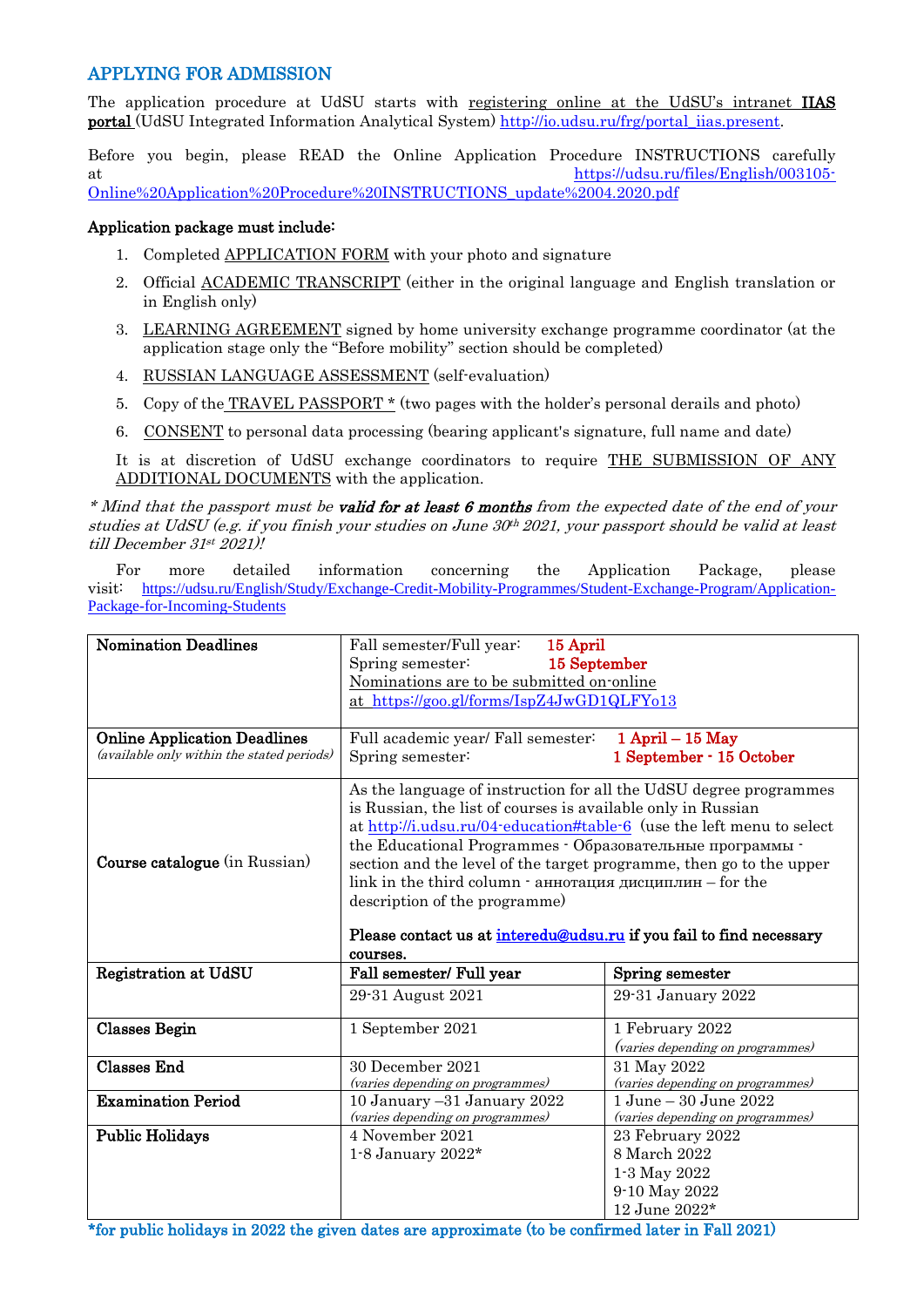## APPLYING FOR ADMISSION

The application procedure at UdSU starts with registering online at the UdSU's intranet **IIAS portal** (UdSU Integrated Information Analytical System) http://io.udsu.ru/frg/portal_iias.present.

Before you begin, please READ the Online Application Procedure INSTRUCTIONS carefully at https://udsu.ru/files/English/003105-Online%20Application%20Procedure%20INSTRUCTIONS_update%2004.2020.pdf

**Application package must include:**

1. Completed APPLICATION FORM with your photo and signature
2. Official ACADEMIC TRANSCRIPT (either in the original language and English translation or in English only)
3. LEARNING AGREEMENT signed by home university exchange programme coordinator (at the application stage only the "Before mobility" section should be completed)
4. RUSSIAN LANGUAGE ASSESSMENT (self-evaluation)
5. Copy of the TRAVEL PASSPORT * (two pages with the holder's personal derails and photo)
6. CONSENT to personal data processing (bearing applicant's signature, full name and date)

It is at discretion of UdSU exchange coordinators to require THE SUBMISSION OF ANY ADDITIONAL DOCUMENTS with the application.

*\* Mind that the passport must be* ***valid for at least 6 months*** *from the expected date of the end of your studies at UdSU (e.g. if you finish your studies on June 30th 2021, your passport should be valid at least till December 31st 2021)!*

For more detailed information concerning the Application Package, please visit: https://udsu.ru/English/Study/Exchange-Credit-Mobility-Programmes/Student-Exchange-Program/Application-Package-for-Incoming-Students

| | | |
|---|---|---|
| **Nomination Deadlines** | Fall semester/Full year: **15 April**<br>Spring semester: **15 September**<br>Nominations are to be submitted on-online at https://goo.gl/forms/IspZ4JwGD1QLFYo13 | |
| **Online Application Deadlines**<br>*(available only within the stated periods)* | Full academic year/ Fall semester: **1 April – 15 May**<br>Spring semester: **1 September - 15 October** | |
| **Course catalogue** (in Russian) | As the language of instruction for all the UdSU degree programmes is Russian, the list of courses is available only in Russian at http://i.udsu.ru/04-education#table-6 (use the left menu to select the Educational Programmes - Образовательные программы - section and the level of the target programme, then go to the upper link in the third column - аннотация дисциплин – for the description of the programme)<br><br>**Please contact us at interedu@udsu.ru if you fail to find necessary courses.** | |
| **Registration at UdSU** | **Fall semester/ Full year** | **Spring semester** |
| | 29-31 August 2021 | 29-31 January 2022 |
| **Classes Begin** | 1 September 2021 | 1 February 2022<br>*(varies depending on programmes)* |
| **Classes End** | 30 December 2021<br>*(varies depending on programmes)* | 31 May 2022<br>*(varies depending on programmes)* |
| **Examination Period** | 10 January –31 January 2022<br>*(varies depending on programmes)* | 1 June – 30 June 2022<br>*(varies depending on programmes)* |
| **Public Holidays** | 4 November 2021<br>1-8 January 2022* | 23 February 2022<br>8 March 2022<br>1-3 May 2022<br>9-10 May 2022<br>12 June 2022* |

**\*for public holidays in 2022 the given dates are approximate (to be confirmed later in Fall 2021)**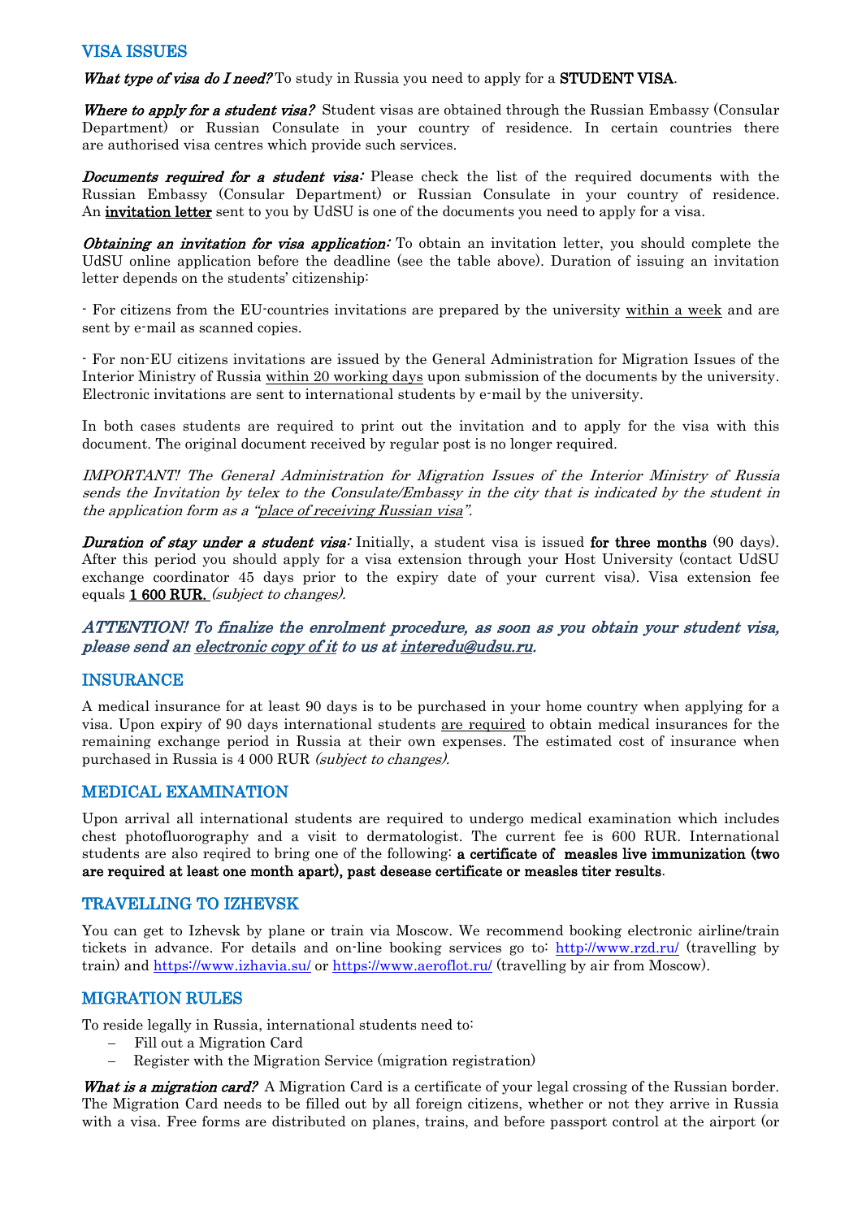## VISA ISSUES

***What type of visa do I need?*** To study in Russia you need to apply for a **STUDENT VISA**.

***Where to apply for a student visa?*** Student visas are obtained through the Russian Embassy (Consular Department) or Russian Consulate in your country of residence. In certain countries there are authorised visa centres which provide such services.

***Documents required for a student visa:*** Please check the list of the required documents with the Russian Embassy (Consular Department) or Russian Consulate in your country of residence. An **invitation letter** sent to you by UdSU is one of the documents you need to apply for a visa.

***Obtaining an invitation for visa application:*** To obtain an invitation letter, you should complete the UdSU online application before the deadline (see the table above). Duration of issuing an invitation letter depends on the students' citizenship:

- For citizens from the EU-countries invitations are prepared by the university within a week and are sent by e-mail as scanned copies.

- For non-EU citizens invitations are issued by the General Administration for Migration Issues of the Interior Ministry of Russia within 20 working days upon submission of the documents by the university. Electronic invitations are sent to international students by e-mail by the university.

In both cases students are required to print out the invitation and to apply for the visa with this document. The original document received by regular post is no longer required.

*IMPORTANT! The General Administration for Migration Issues of the Interior Ministry of Russia sends the Invitation by telex to the Consulate/Embassy in the city that is indicated by the student in the application form as a "place of receiving Russian visa".*

***Duration of stay under a student visa:*** Initially, a student visa is issued **for three months** (90 days). After this period you should apply for a visa extension through your Host University (contact UdSU exchange coordinator 45 days prior to the expiry date of your current visa). Visa extension fee equals **1 600 RUR.** *(subject to changes).*

***ATTENTION! To finalize the enrolment procedure, as soon as you obtain your student visa, please send an electronic copy of it to us at interedu@udsu.ru.***

## INSURANCE

A medical insurance for at least 90 days is to be purchased in your home country when applying for a visa. Upon expiry of 90 days international students are required to obtain medical insurances for the remaining exchange period in Russia at their own expenses. The estimated cost of insurance when purchased in Russia is 4 000 RUR *(subject to changes).*

## MEDICAL EXAMINATION

Upon arrival all international students are required to undergo medical examination which includes chest photofluorography and a visit to dermatologist. The current fee is 600 RUR. International students are also reqired to bring one of the following: **a certificate of measles live immunization (two are required at least one month apart), past desease certificate or measles titer results**.

## TRAVELLING TO IZHEVSK

You can get to Izhevsk by plane or train via Moscow. We recommend booking electronic airline/train tickets in advance. For details and on-line booking services go to: http://www.rzd.ru/ (travelling by train) and https://www.izhavia.su/ or https://www.aeroflot.ru/ (travelling by air from Moscow).

## MIGRATION RULES

To reside legally in Russia, international students need to:

- Fill out a Migration Card
- Register with the Migration Service (migration registration)

***What is a migration card?*** A Migration Card is a certificate of your legal crossing of the Russian border. The Migration Card needs to be filled out by all foreign citizens, whether or not they arrive in Russia with a visa. Free forms are distributed on planes, trains, and before passport control at the airport (or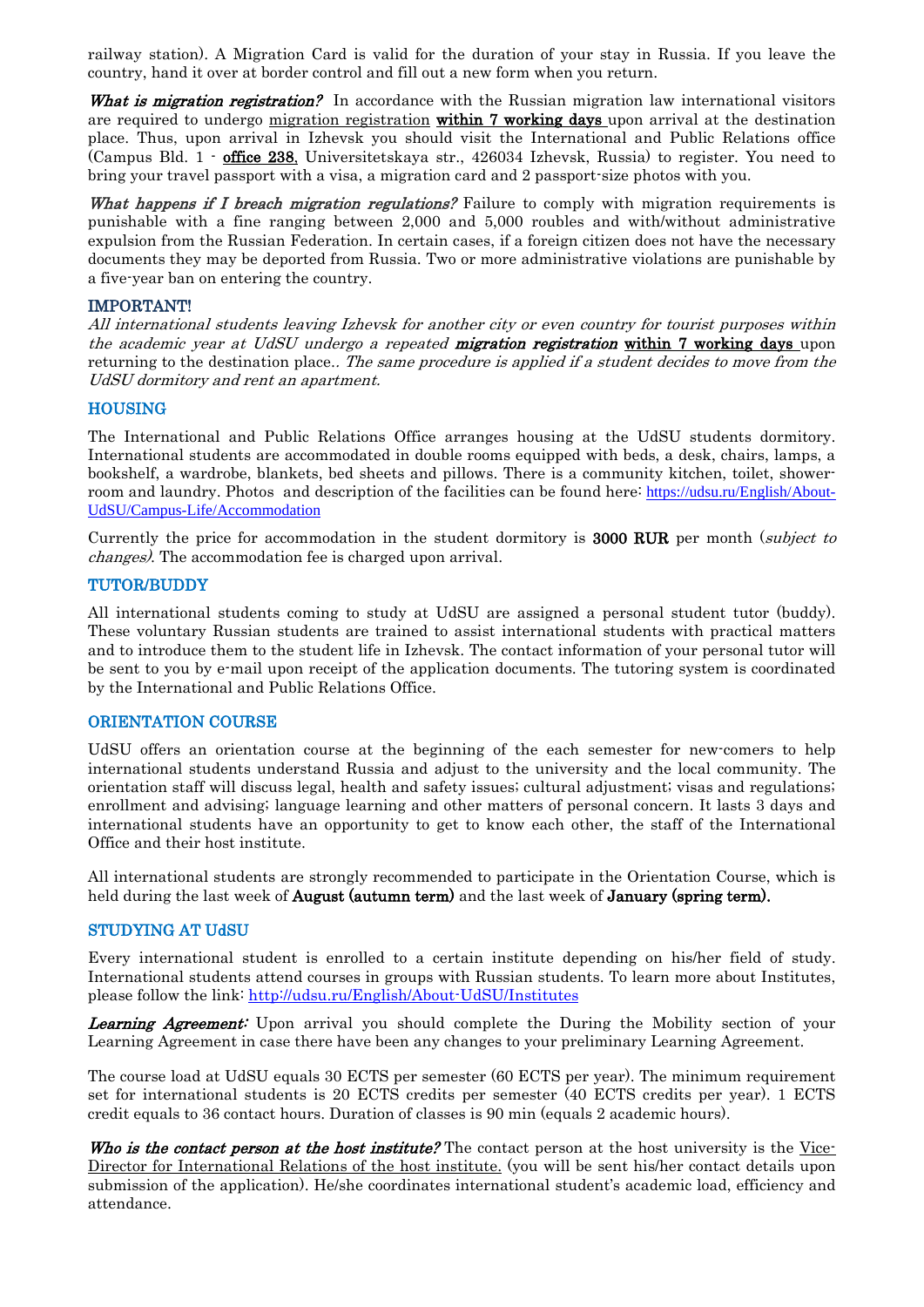railway station). A Migration Card is valid for the duration of your stay in Russia. If you leave the country, hand it over at border control and fill out a new form when you return.

***What is migration registration?*** In accordance with the Russian migration law international visitors are required to undergo migration registration **within 7 working days** upon arrival at the destination place. Thus, upon arrival in Izhevsk you should visit the International and Public Relations office (Campus Bld. 1 - **office 238**, Universitetskaya str., 426034 Izhevsk, Russia) to register. You need to bring your travel passport with a visa, a migration card and 2 passport-size photos with you.

***What happens if I breach migration regulations?*** Failure to comply with migration requirements is punishable with a fine ranging between 2,000 and 5,000 roubles and with/without administrative expulsion from the Russian Federation. In certain cases, if a foreign citizen does not have the necessary documents they may be deported from Russia. Two or more administrative violations are punishable by a five-year ban on entering the country.

**IMPORTANT!**

*All international students leaving Izhevsk for another city or even country for tourist purposes within the academic year at UdSU undergo a repeated* ***migration registration*** **within 7 working days** upon returning to the destination place.. *The same procedure is applied if a student decides to move from the UdSU dormitory and rent an apartment.*

## HOUSING

The International and Public Relations Office arranges housing at the UdSU students dormitory. International students are accommodated in double rooms equipped with beds, a desk, chairs, lamps, a bookshelf, a wardrobe, blankets, bed sheets and pillows. There is a community kitchen, toilet, shower-room and laundry. Photos and description of the facilities can be found here: https://udsu.ru/English/About-UdSU/Campus-Life/Accommodation

Currently the price for accommodation in the student dormitory is **3000 RUR** per month (*subject to changes)*. The accommodation fee is charged upon arrival.

## TUTOR/BUDDY

All international students coming to study at UdSU are assigned a personal student tutor (buddy). These voluntary Russian students are trained to assist international students with practical matters and to introduce them to the student life in Izhevsk. The contact information of your personal tutor will be sent to you by e-mail upon receipt of the application documents. The tutoring system is coordinated by the International and Public Relations Office.

## ORIENTATION COURSE

UdSU offers an orientation course at the beginning of the each semester for new-comers to help international students understand Russia and adjust to the university and the local community. The orientation staff will discuss legal, health and safety issues; cultural adjustment; visas and regulations; enrollment and advising; language learning and other matters of personal concern. It lasts 3 days and international students have an opportunity to get to know each other, the staff of the International Office and their host institute.

All international students are strongly recommended to participate in the Orientation Course, which is held during the last week of **August (autumn term)** and the last week of **January (spring term).**

## STUDYING AT UdSU

Every international student is enrolled to a certain institute depending on his/her field of study. International students attend courses in groups with Russian students. To learn more about Institutes, please follow the link: http://udsu.ru/English/About-UdSU/Institutes

***Learning Agreement:*** Upon arrival you should complete the During the Mobility section of your Learning Agreement in case there have been any changes to your preliminary Learning Agreement.

The course load at UdSU equals 30 ECTS per semester (60 ECTS per year). The minimum requirement set for international students is 20 ECTS credits per semester (40 ECTS credits per year). 1 ECTS credit equals to 36 contact hours. Duration of classes is 90 min (equals 2 academic hours).

***Who is the contact person at the host institute?*** The contact person at the host university is the Vice-Director for International Relations of the host institute. (you will be sent his/her contact details upon submission of the application). He/she coordinates international student's academic load, efficiency and attendance.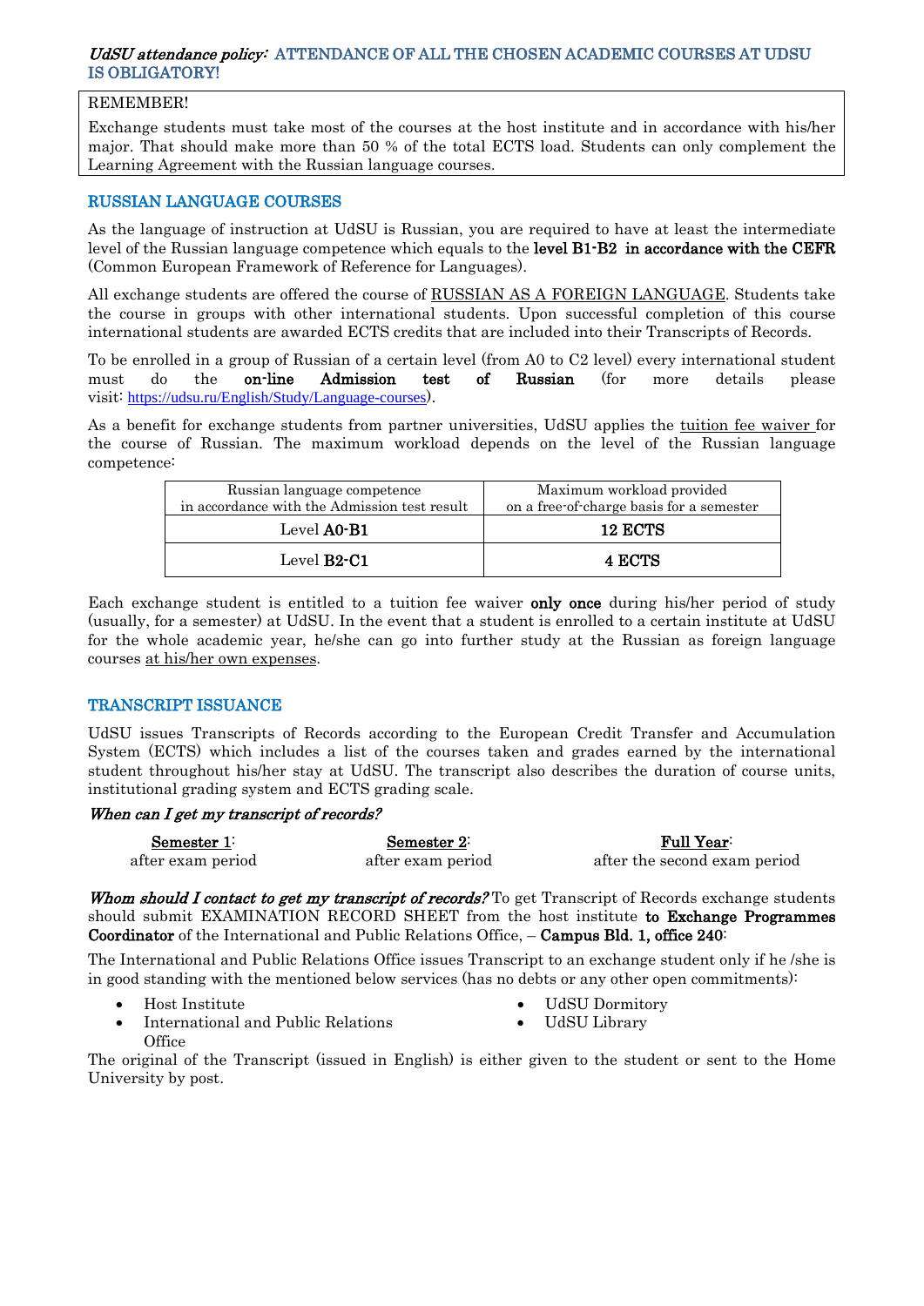***UdSU attendance policy:*** ATTENDANCE OF ALL THE CHOSEN ACADEMIC COURSES AT UDSU IS OBLIGATORY!

> REMEMBER!
>
> Exchange students must take most of the courses at the host institute and in accordance with his/her major. That should make more than 50 % of the total ECTS load. Students can only complement the Learning Agreement with the Russian language courses.

## RUSSIAN LANGUAGE COURSES

As the language of instruction at UdSU is Russian, you are required to have at least the intermediate level of the Russian language competence which equals to the **level B1-B2 in accordance with the CEFR** (Common European Framework of Reference for Languages).

All exchange students are offered the course of RUSSIAN AS A FOREIGN LANGUAGE. Students take the course in groups with other international students. Upon successful completion of this course international students are awarded ECTS credits that are included into their Transcripts of Records.

To be enrolled in a group of Russian of a certain level (from A0 to C2 level) every international student must do the **on-line Admission test of Russian** (for more details please visit: https://udsu.ru/English/Study/Language-courses).

As a benefit for exchange students from partner universities, UdSU applies the tuition fee waiver for the course of Russian. The maximum workload depends on the level of the Russian language competence:

| Russian language competence in accordance with the Admission test result | Maximum workload provided on a free-of-charge basis for a semester |
|---|---|
| Level **A0-B1** | **12 ECTS** |
| Level **B2-C1** | **4 ECTS** |

Each exchange student is entitled to a tuition fee waiver **only once** during his/her period of study (usually, for a semester) at UdSU. In the event that a student is enrolled to a certain institute at UdSU for the whole academic year, he/she can go into further study at the Russian as foreign language courses at his/her own expenses.

## TRANSCRIPT ISSUANCE

UdSU issues Transcripts of Records according to the European Credit Transfer and Accumulation System (ECTS) which includes a list of the courses taken and grades earned by the international student throughout his/her stay at UdSU. The transcript also describes the duration of course units, institutional grading system and ECTS grading scale.

***When can I get my transcript of records?***

| Semester 1: | Semester 2: | Full Year: |
|---|---|---|
| after exam period | after exam period | after the second exam period |

***Whom should I contact to get my transcript of records?*** To get Transcript of Records exchange students should submit EXAMINATION RECORD SHEET from the host institute **to Exchange Programmes Coordinator** of the International and Public Relations Office, – **Campus Bld. 1, office 240**:

The International and Public Relations Office issues Transcript to an exchange student only if he /she is in good standing with the mentioned below services (has no debts or any other open commitments):

- Host Institute
- International and Public Relations Office
- UdSU Dormitory
- UdSU Library

The original of the Transcript (issued in English) is either given to the student or sent to the Home University by post.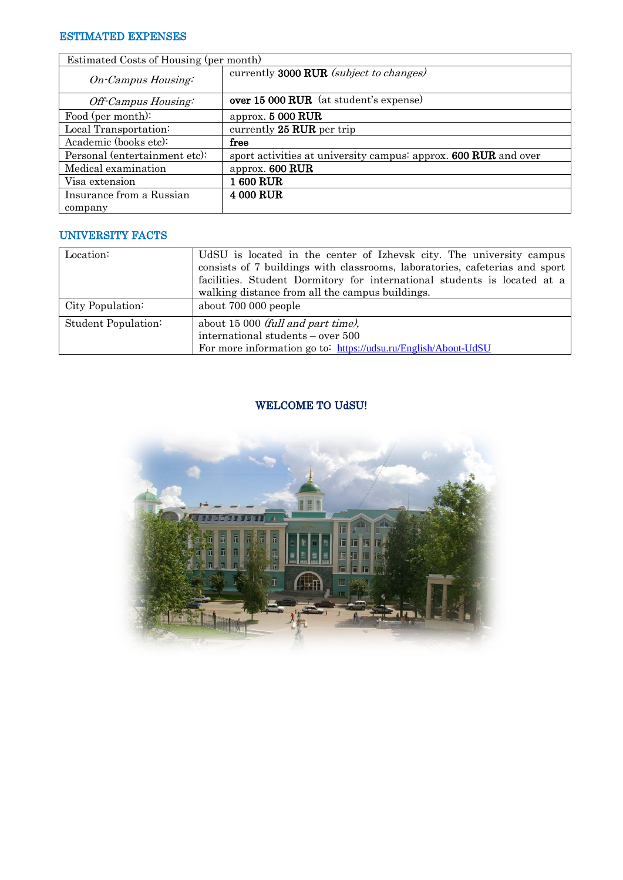## ESTIMATED EXPENSES

| Estimated Costs of Housing (per month) | |
|---|---|
| *On-Campus Housing:* | currently **3000 RUR** *(subject to changes)* |
| *Off-Campus Housing:* | **over 15 000 RUR** (at student's expense) |
| Food (per month): | approx. **5 000 RUR** |
| Local Transportation: | currently **25 RUR** per trip |
| Academic (books etc): | **free** |
| Personal (entertainment etc): | sport activities at university campus: approx. **600 RUR** and over |
| Medical examination | approx. **600 RUR** |
| Visa extension | **1 600 RUR** |
| Insurance from a Russian company | **4 000 RUR** |

## UNIVERSITY FACTS

| | |
|---|---|
| Location: | UdSU is located in the center of Izhevsk city. The university campus consists of 7 buildings with classrooms, laboratories, cafeterias and sport facilities. Student Dormitory for international students is located at a walking distance from all the campus buildings. |
| City Population: | about 700 000 people |
| Student Population: | about 15 000 *(full and part time),* international students – over 500 For more information go to: https://udsu.ru/English/About-UdSU |

### WELCOME TO UdSU!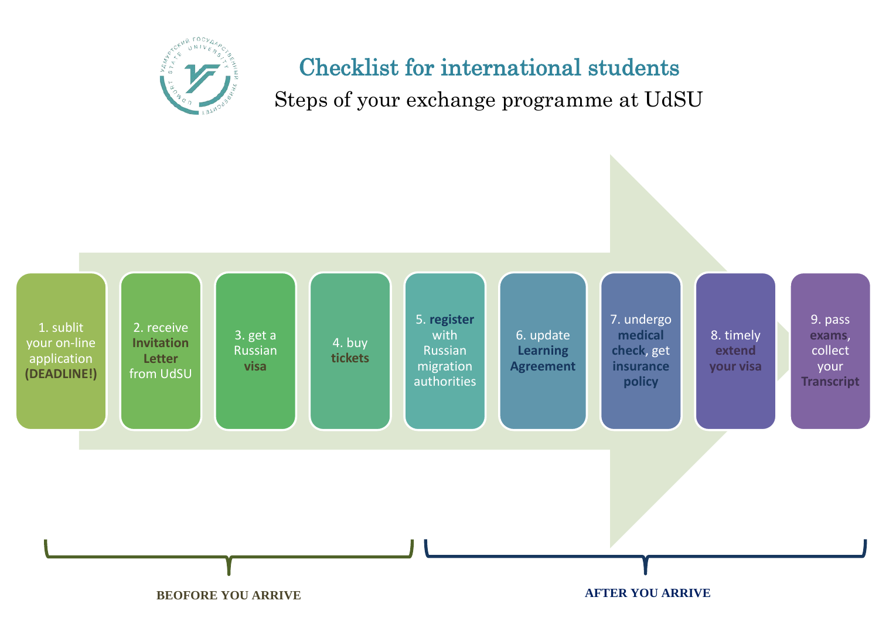# Checklist for international students

Steps of your exchange programme at UdSU

1. sublit your on-line application **(DEADLINE!)**
2. receive **Invitation Letter** from UdSU
3. get a Russian **visa**
4. buy **tickets**
5. **register** with Russian migration authorities
6. update **Learning Agreement**
7. undergo **medical check**, get **insurance policy**
8. timely **extend your visa**
9. pass **exams**, collect your **Transcript**

**BEOFORE YOU ARRIVE** (steps 1–4)

**AFTER YOU ARRIVE** (steps 5–9)